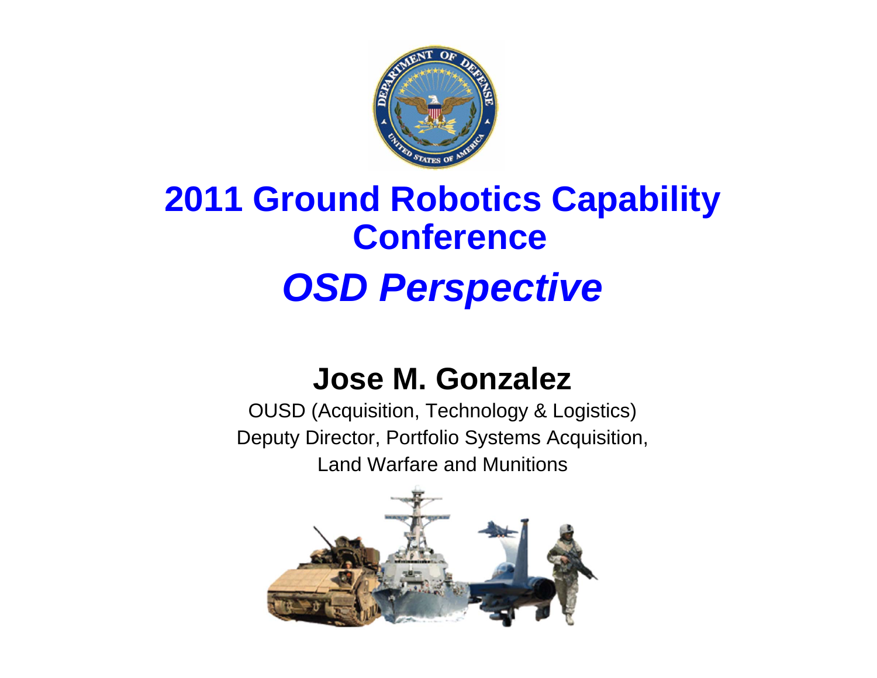# 2011 Ground Robotics Capability Conference

## *OSD Perspective*

**Jose M. Gonzalez**

OUSD (Acquisition, Technology & Logistics)
Deputy Director, Portfolio Systems Acquisition,
Land Warfare and Munitions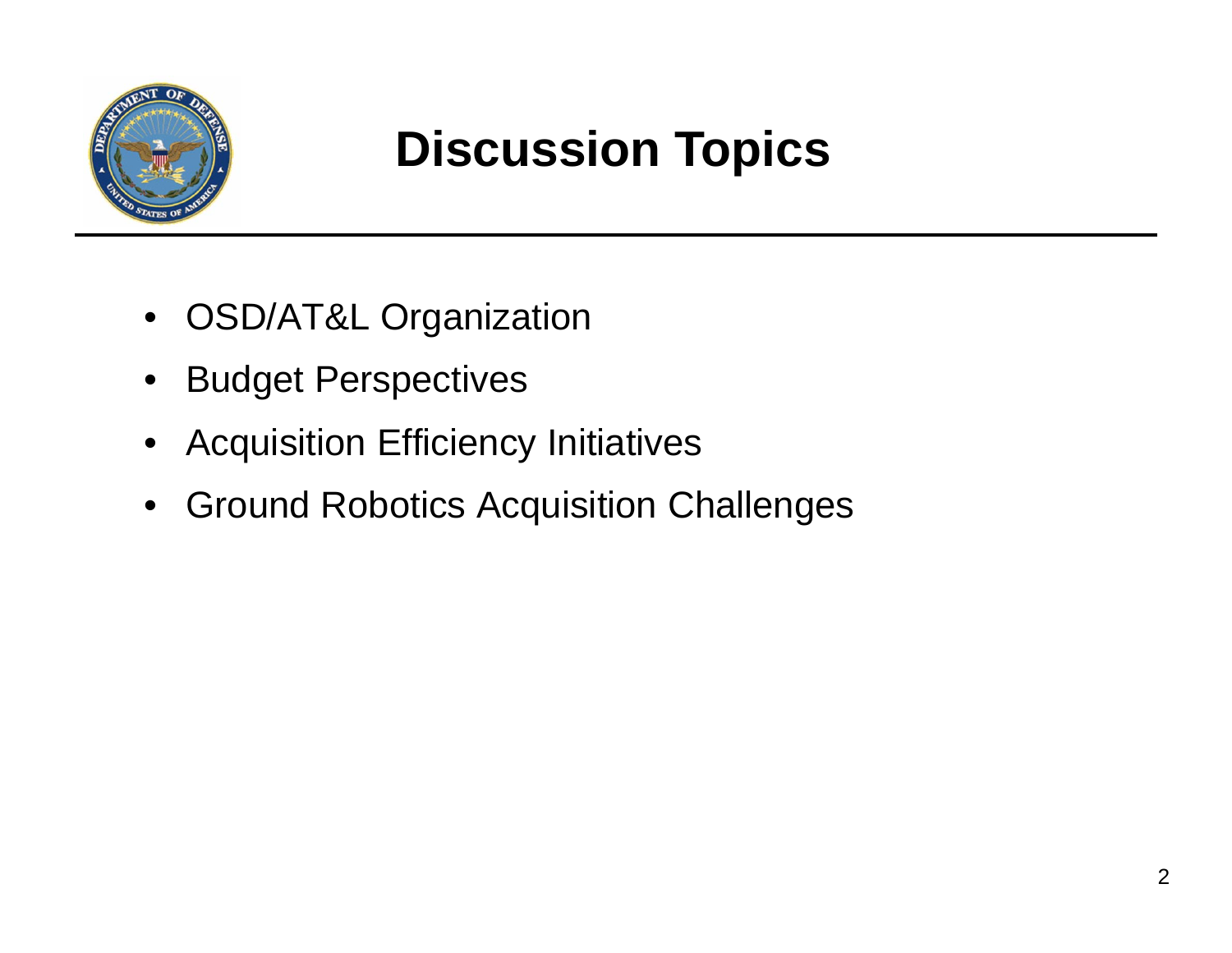# Discussion Topics

- OSD/AT&L Organization
- Budget Perspectives
- Acquisition Efficiency Initiatives
- Ground Robotics Acquisition Challenges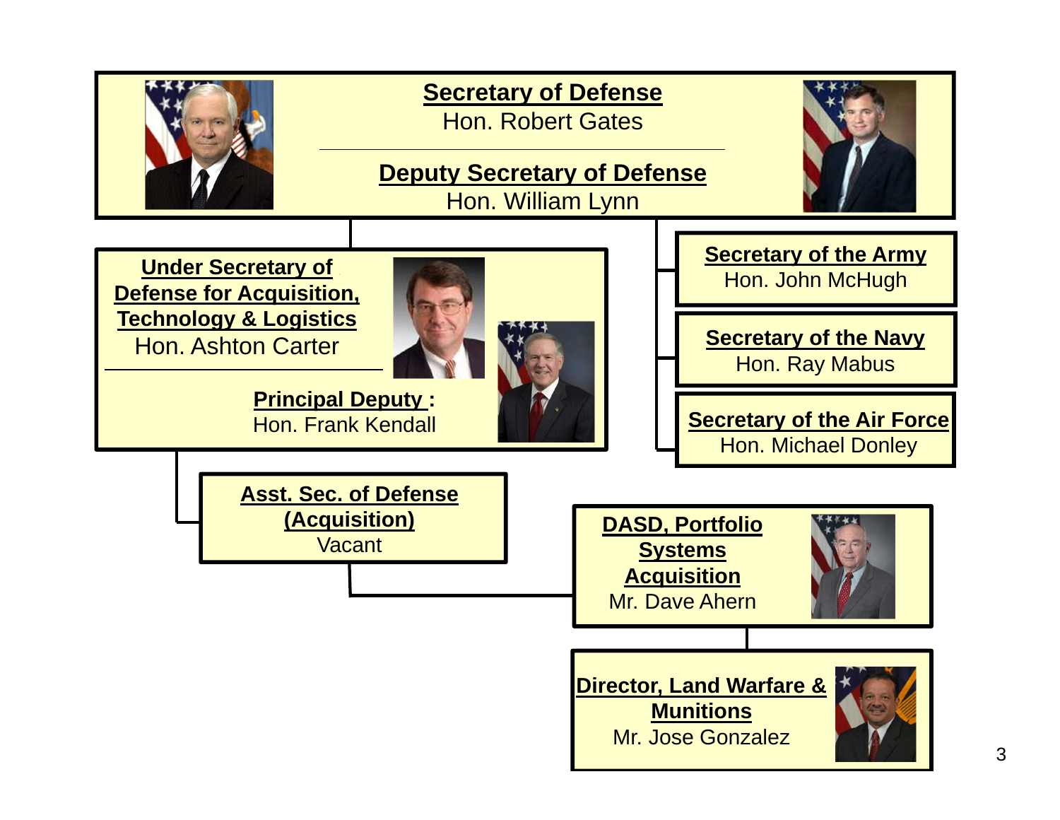**Secretary of Defense**
Hon. Robert Gates

**Deputy Secretary of Defense**
Hon. William Lynn

**Under Secretary of Defense for Acquisition, Technology & Logistics**
Hon. Ashton Carter

**Principal Deputy :**
Hon. Frank Kendall

**Secretary of the Army**
Hon. John McHugh

**Secretary of the Navy**
Hon. Ray Mabus

**Secretary of the Air Force**
Hon. Michael Donley

**Asst. Sec. of Defense (Acquisition)**
Vacant

**DASD, Portfolio Systems Acquisition**
Mr. Dave Ahern

**Director, Land Warfare & Munitions**
Mr. Jose Gonzalez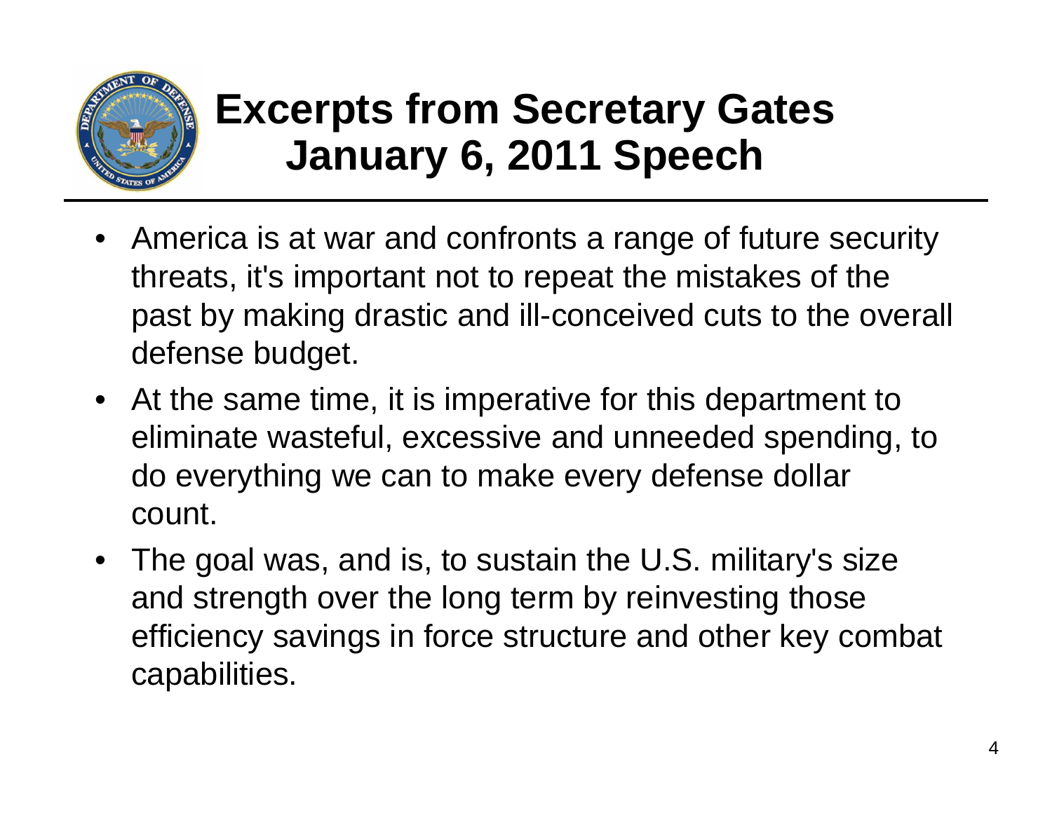# Excerpts from Secretary Gates January 6, 2011 Speech

- America is at war and confronts a range of future security threats, it's important not to repeat the mistakes of the past by making drastic and ill-conceived cuts to the overall defense budget.
- At the same time, it is imperative for this department to eliminate wasteful, excessive and unneeded spending, to do everything we can to make every defense dollar count.
- The goal was, and is, to sustain the U.S. military's size and strength over the long term by reinvesting those efficiency savings in force structure and other key combat capabilities.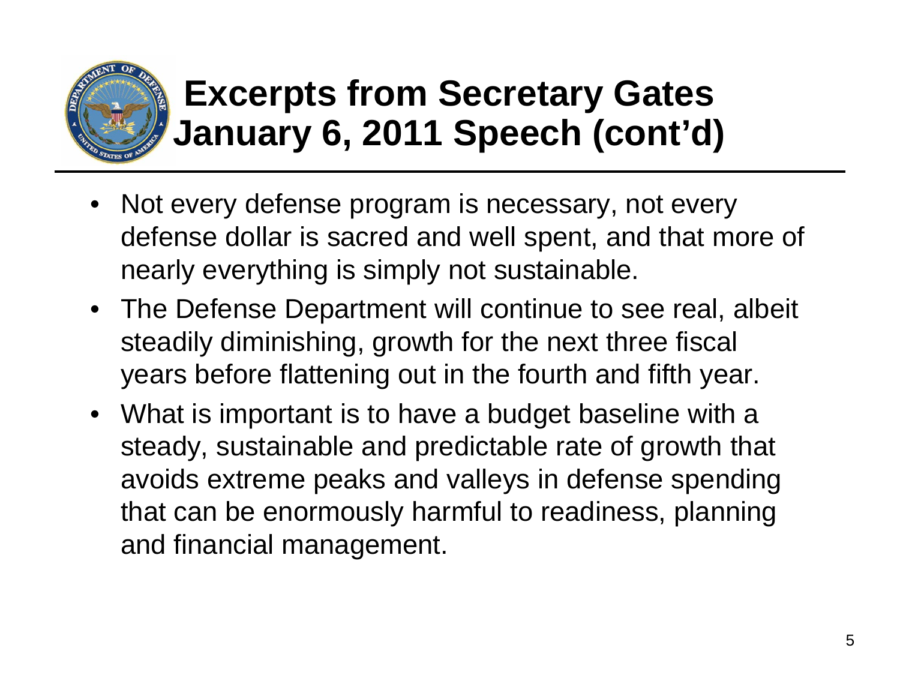# Excerpts from Secretary Gates January 6, 2011 Speech (cont'd)

- Not every defense program is necessary, not every defense dollar is sacred and well spent, and that more of nearly everything is simply not sustainable.
- The Defense Department will continue to see real, albeit steadily diminishing, growth for the next three fiscal years before flattening out in the fourth and fifth year.
- What is important is to have a budget baseline with a steady, sustainable and predictable rate of growth that avoids extreme peaks and valleys in defense spending that can be enormously harmful to readiness, planning and financial management.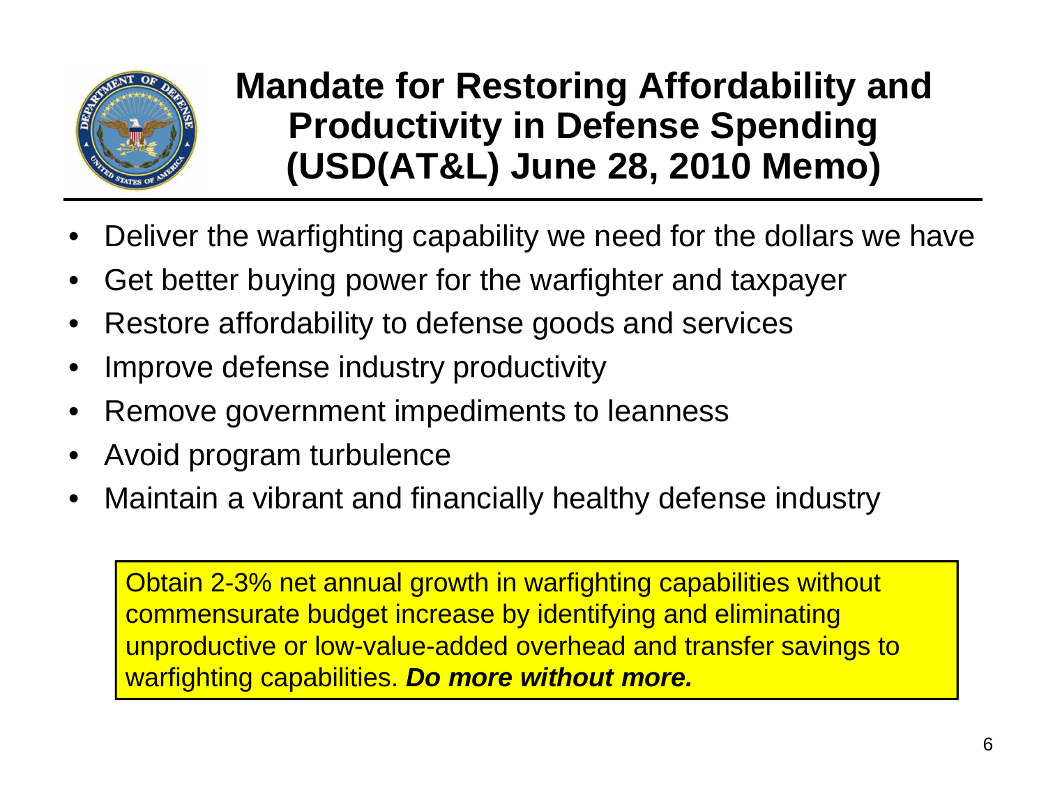# Mandate for Restoring Affordability and Productivity in Defense Spending (USD(AT&L) June 28, 2010 Memo)

- Deliver the warfighting capability we need for the dollars we have
- Get better buying power for the warfighter and taxpayer
- Restore affordability to defense goods and services
- Improve defense industry productivity
- Remove government impediments to leanness
- Avoid program turbulence
- Maintain a vibrant and financially healthy defense industry

Obtain 2-3% net annual growth in warfighting capabilities without commensurate budget increase by identifying and eliminating unproductive or low-value-added overhead and transfer savings to warfighting capabilities. ***Do more without more.***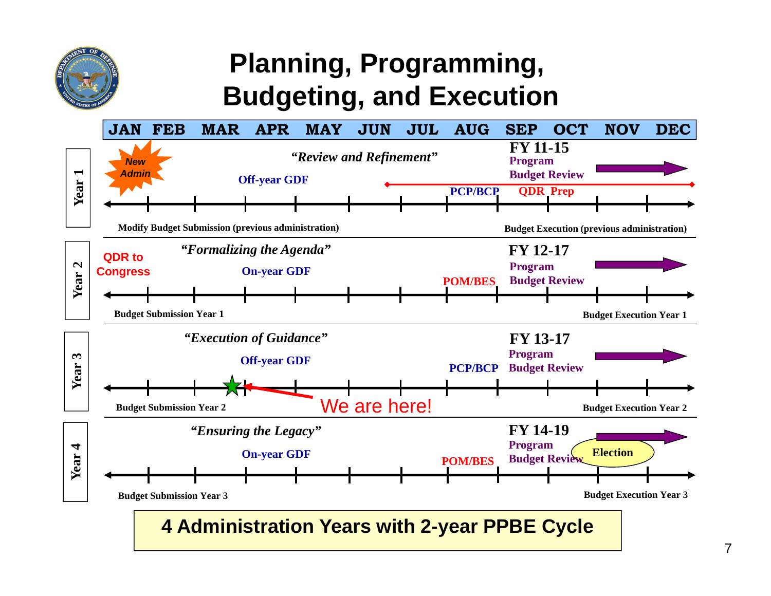# Planning, Programming, Budgeting, and Execution

**JAN FEB MAR APR MAY JUN JUL AUG SEP OCT NOV DEC**

**Year 1**

New Admin

*"Review and Refinement"*

Off-year GDF

PCP/BCP

QDR Prep

**FY 11-15**
Program
Budget Review

Modify Budget Submission (previous administration)

Budget Execution (previous administration)

**Year 2**

QDR to Congress

*"Formalizing the Agenda"*

On-year GDF

POM/BES

**FY 12-17**
Program
Budget Review

Budget Submission Year 1

Budget Execution Year 1

**Year 3**

*"Execution of Guidance"*

Off-year GDF

PCP/BCP

**FY 13-17**
Program
Budget Review

We are here!

Budget Submission Year 2

Budget Execution Year 2

**Year 4**

*"Ensuring the Legacy"*

On-year GDF

POM/BES

**FY 14-19**
Program
Budget Review

Election

Budget Submission Year 3

Budget Execution Year 3

**4 Administration Years with 2-year PPBE Cycle**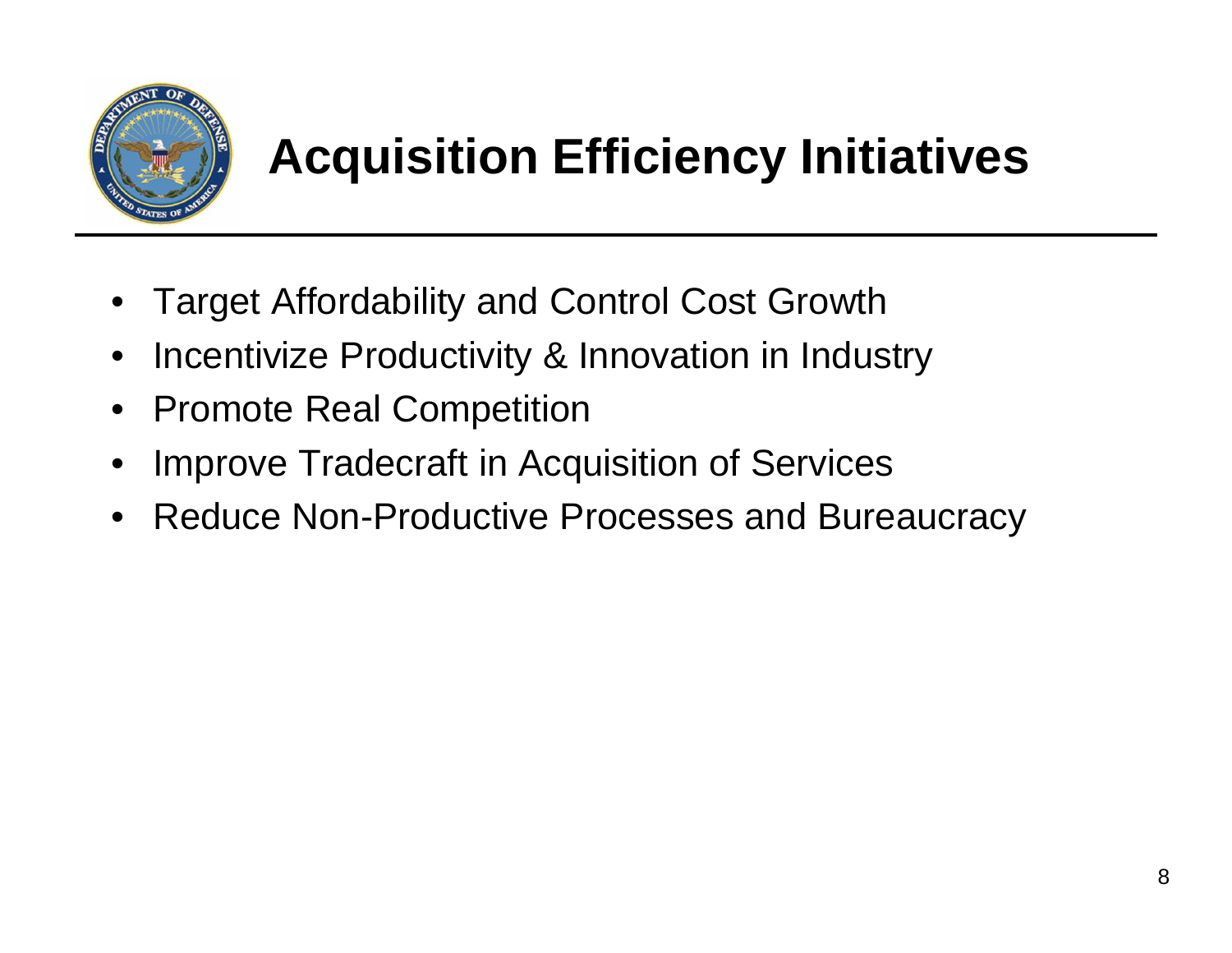# Acquisition Efficiency Initiatives

- Target Affordability and Control Cost Growth
- Incentivize Productivity & Innovation in Industry
- Promote Real Competition
- Improve Tradecraft in Acquisition of Services
- Reduce Non-Productive Processes and Bureaucracy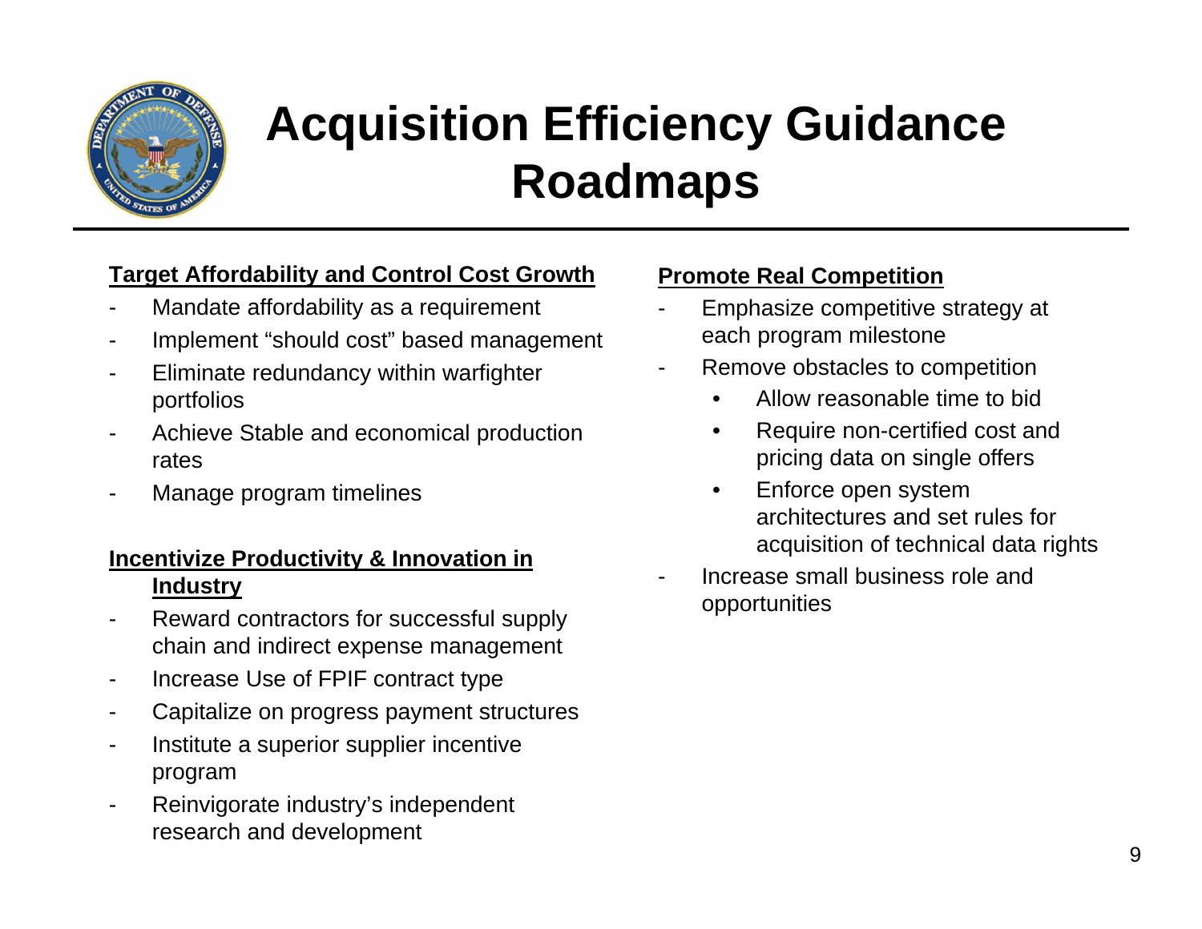# Acquisition Efficiency Guidance Roadmaps

**Target Affordability and Control Cost Growth**

- Mandate affordability as a requirement
- Implement "should cost" based management
- Eliminate redundancy within warfighter portfolios
- Achieve Stable and economical production rates
- Manage program timelines

**Incentivize Productivity & Innovation in Industry**

- Reward contractors for successful supply chain and indirect expense management
- Increase Use of FPIF contract type
- Capitalize on progress payment structures
- Institute a superior supplier incentive program
- Reinvigorate industry's independent research and development

**Promote Real Competition**

- Emphasize competitive strategy at each program milestone
- Remove obstacles to competition
  - Allow reasonable time to bid
  - Require non-certified cost and pricing data on single offers
  - Enforce open system architectures and set rules for acquisition of technical data rights
- Increase small business role and opportunities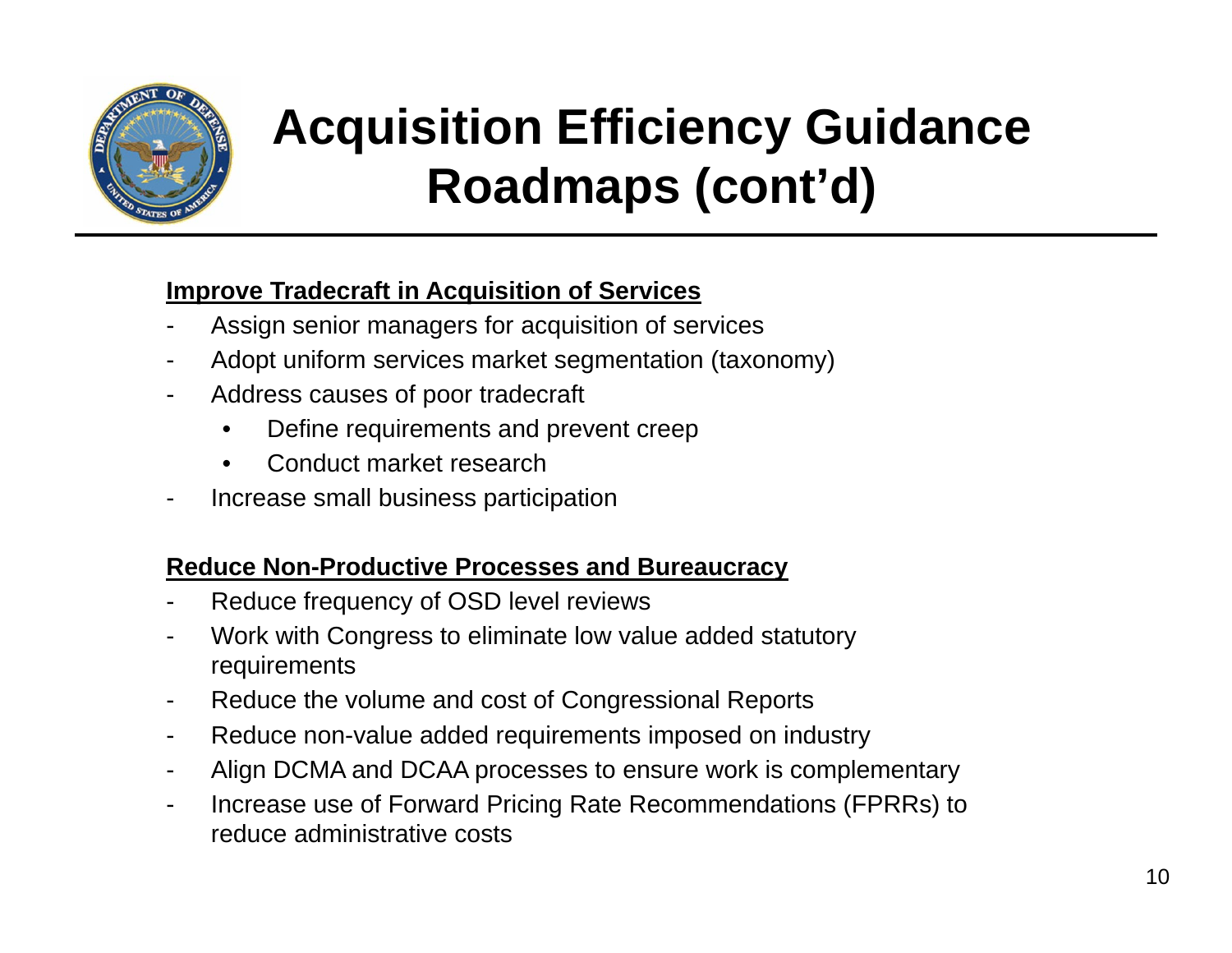# Acquisition Efficiency Guidance Roadmaps (cont'd)

**Improve Tradecraft in Acquisition of Services**

- Assign senior managers for acquisition of services
- Adopt uniform services market segmentation (taxonomy)
- Address causes of poor tradecraft
  - Define requirements and prevent creep
  - Conduct market research
- Increase small business participation

**Reduce Non-Productive Processes and Bureaucracy**

- Reduce frequency of OSD level reviews
- Work with Congress to eliminate low value added statutory requirements
- Reduce the volume and cost of Congressional Reports
- Reduce non-value added requirements imposed on industry
- Align DCMA and DCAA processes to ensure work is complementary
- Increase use of Forward Pricing Rate Recommendations (FPRRs) to reduce administrative costs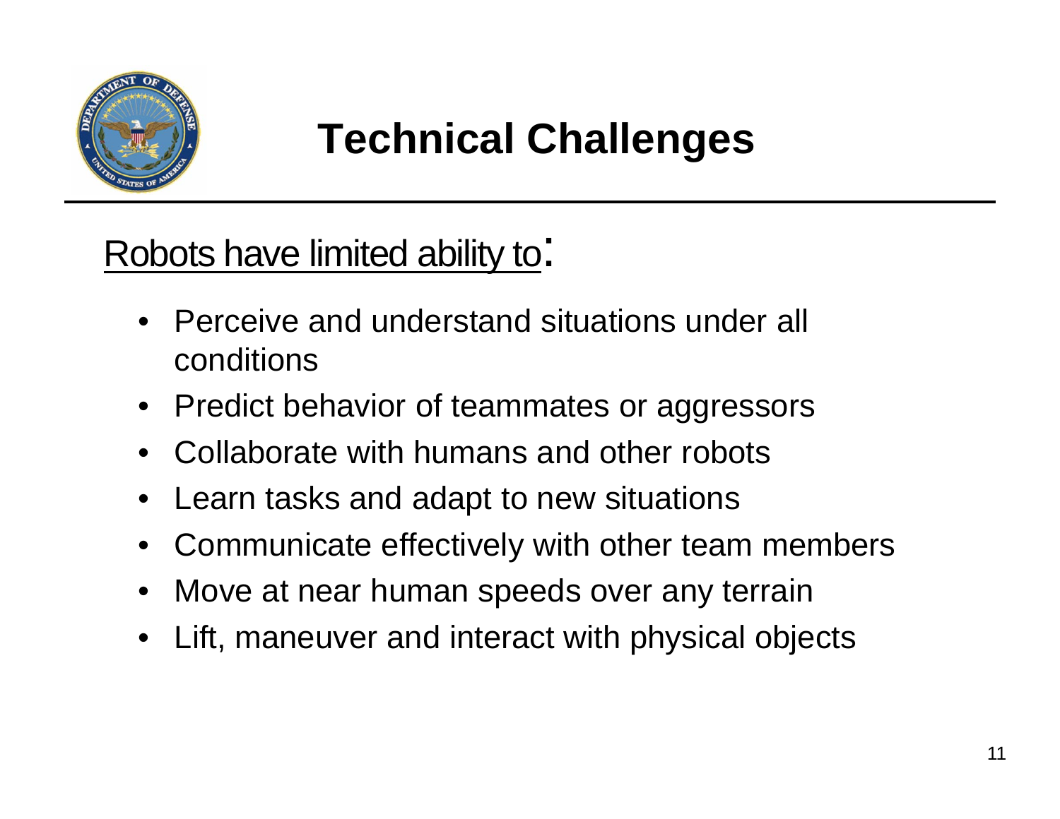# Technical Challenges

Robots have limited ability to:

- Perceive and understand situations under all conditions
- Predict behavior of teammates or aggressors
- Collaborate with humans and other robots
- Learn tasks and adapt to new situations
- Communicate effectively with other team members
- Move at near human speeds over any terrain
- Lift, maneuver and interact with physical objects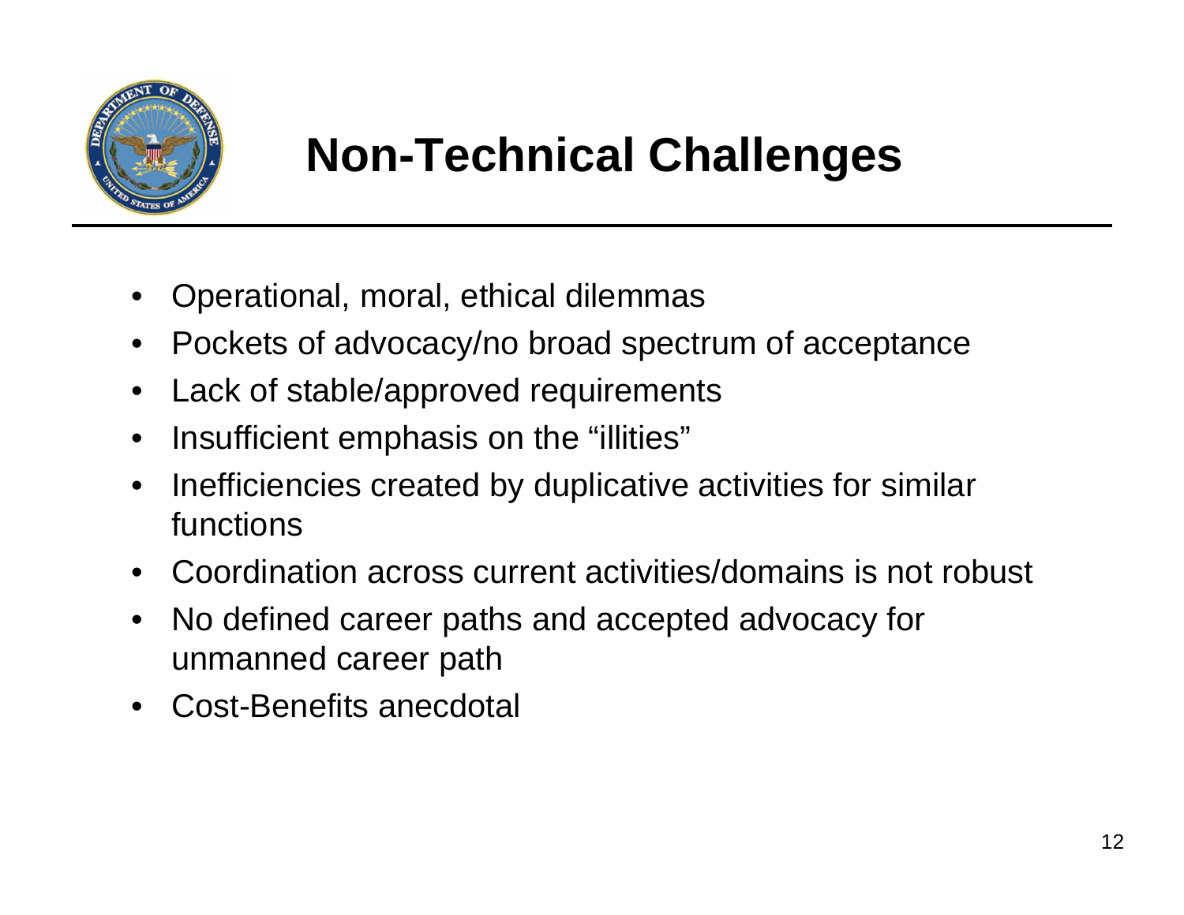# Non-Technical Challenges

- Operational, moral, ethical dilemmas
- Pockets of advocacy/no broad spectrum of acceptance
- Lack of stable/approved requirements
- Insufficient emphasis on the “illities”
- Inefficiencies created by duplicative activities for similar functions
- Coordination across current activities/domains is not robust
- No defined career paths and accepted advocacy for unmanned career path
- Cost-Benefits anecdotal